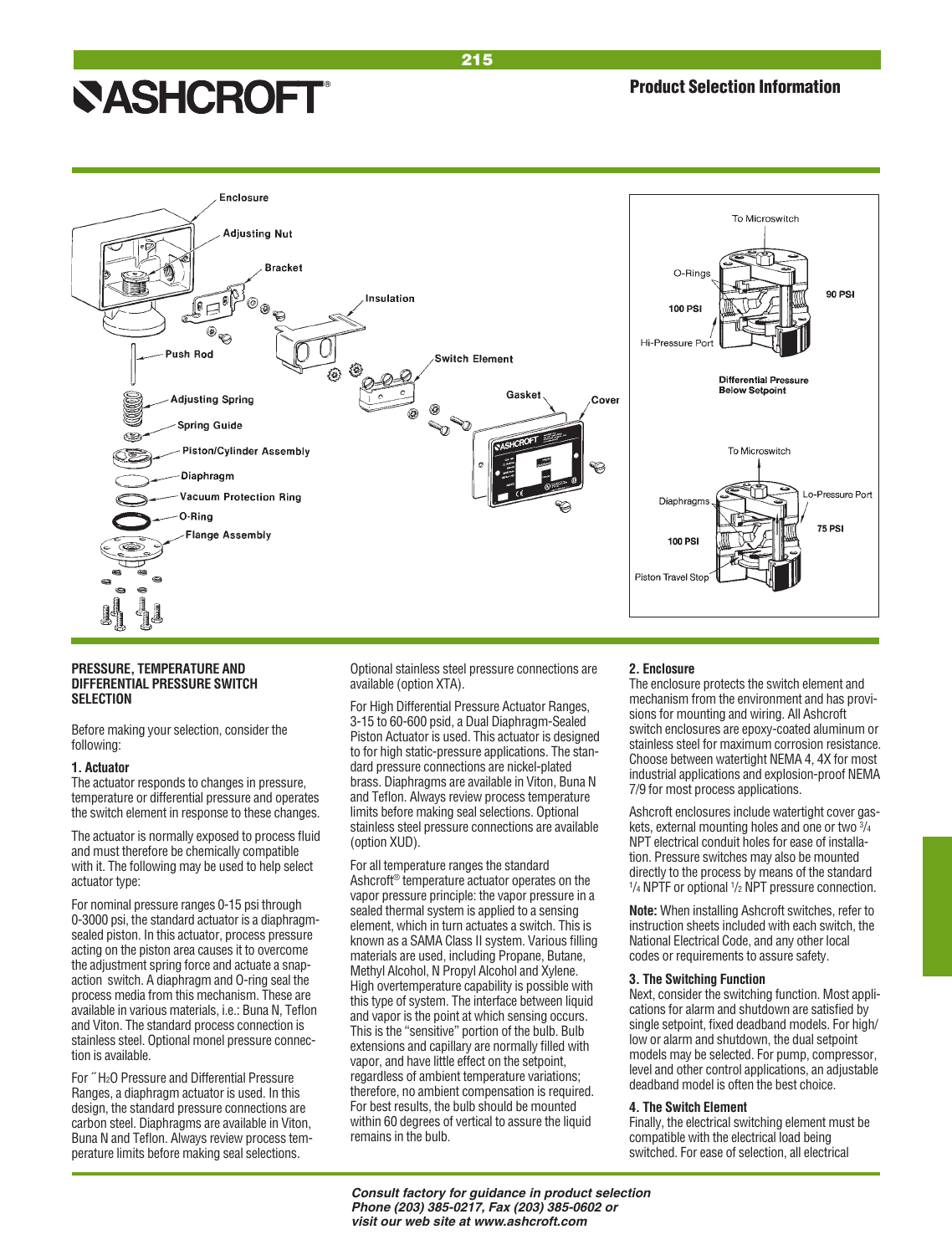## Product Selection Information

### PRESSURE, TEMPERATURE AND DIFFERENTIAL PRESSURE SWITCH SELECTION

Before making your selection, consider the following:

#### 1. Actuator

The actuator responds to changes in pressure, temperature or differential pressure and operates the switch element in response to these changes.

The actuator is normally exposed to process fluid and must therefore be chemically compatible with it. The following may be used to help select actuator type:

For nominal pressure ranges 0-15 psi through 0-3000 psi, the standard actuator is a diaphragm-sealed piston. In this actuator, process pressure acting on the piston area causes it to overcome the adjustment spring force and actuate a snap-action switch. A diaphragm and O-ring seal the process media from this mechanism. These are available in various materials, i.e.: Buna N, Teflon and Viton. The standard process connection is stainless steel. Optional monel pressure connection is available.

For ˝$H_2O$ Pressure and Differential Pressure Ranges, a diaphragm actuator is used. In this design, the standard pressure connections are carbon steel. Diaphragms are available in Viton, Buna N and Teflon. Always review process temperature limits before making seal selections. Optional stainless steel pressure connections are available (option XTA).

For High Differential Pressure Actuator Ranges, 3-15 to 60-600 psid, a Dual Diaphragm-Sealed Piston Actuator is used. This actuator is designed to for high static-pressure applications. The standard pressure connections are nickel-plated brass. Diaphragms are available in Viton, Buna N and Teflon. Always review process temperature limits before making seal selections. Optional stainless steel pressure connections are available (option XUD).

For all temperature ranges the standard Ashcroft® temperature actuator operates on the vapor pressure principle: the vapor pressure in a sealed thermal system is applied to a sensing element, which in turn actuates a switch. This is known as a SAMA Class II system. Various filling materials are used, including Propane, Butane, Methyl Alcohol, N Propyl Alcohol and Xylene. High overtemperature capability is possible with this type of system. The interface between liquid and vapor is the point at which sensing occurs. This is the "sensitive" portion of the bulb. Bulb extensions and capillary are normally filled with vapor, and have little effect on the setpoint, regardless of ambient temperature variations; therefore, no ambient compensation is required. For best results, the bulb should be mounted within 60 degrees of vertical to assure the liquid remains in the bulb.

#### 2. Enclosure

The enclosure protects the switch element and mechanism from the environment and has provisions for mounting and wiring. All Ashcroft switch enclosures are epoxy-coated aluminum or stainless steel for maximum corrosion resistance. Choose between watertight NEMA 4, 4X for most industrial applications and explosion-proof NEMA 7/9 for most process applications.

Ashcroft enclosures include watertight cover gaskets, external mounting holes and one or two 3/4 NPT electrical conduit holes for ease of installation. Pressure switches may also be mounted directly to the process by means of the standard 1/4 NPTF or optional 1/2 NPT pressure connection.

**Note:** When installing Ashcroft switches, refer to instruction sheets included with each switch, the National Electrical Code, and any other local codes or requirements to assure safety.

#### 3. The Switching Function

Next, consider the switching function. Most applications for alarm and shutdown are satisfied by single setpoint, fixed deadband models. For high/low or alarm and shutdown, the dual setpoint models may be selected. For pump, compressor, level and other control applications, an adjustable deadband model is often the best choice.

#### 4. The Switch Element

Finally, the electrical switching element must be compatible with the electrical load being switched. For ease of selection, all electrical

*Consult factory for guidance in product selection*
*Phone (203) 385-0217, Fax (203) 385-0602 or*
*visit our web site at www.ashcroft.com*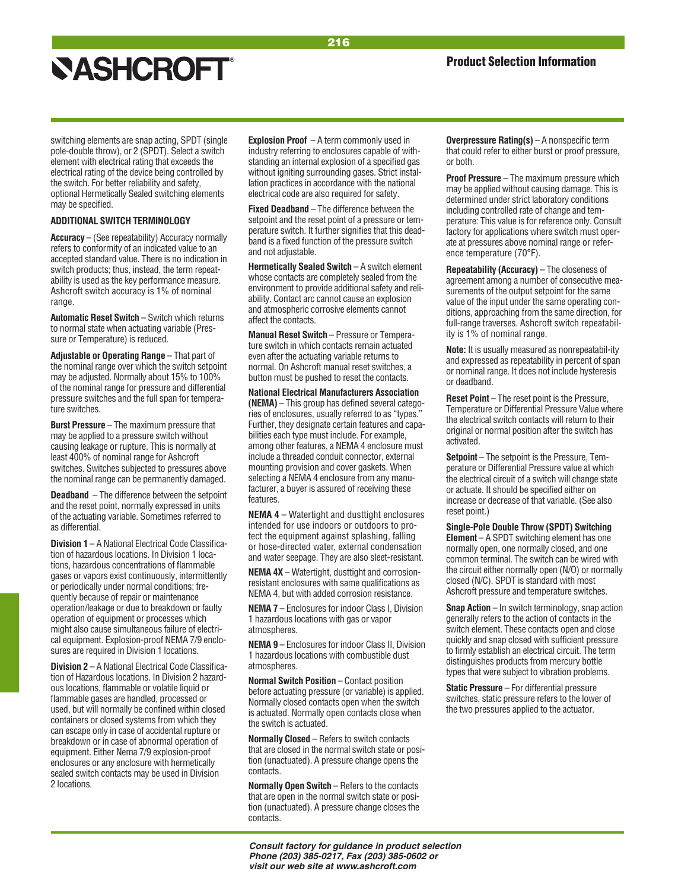switching elements are snap acting, SPDT (single pole-double throw), or 2 (SPDT). Select a switch element with electrical rating that exceeds the electrical rating of the device being controlled by the switch. For better reliability and safety, optional Hermetically Sealed switching elements may be specified.

### ADDITIONAL SWITCH TERMINOLOGY

**Accuracy** – (See repeatability) Accuracy normally refers to conformity of an indicated value to an accepted standard value. There is no indication in switch products; thus, instead, the term repeatability is used as the key performance measure. Ashcroft switch accuracy is 1% of nominal range.

**Automatic Reset Switch** – Switch which returns to normal state when actuating variable (Pressure or Temperature) is reduced.

**Adjustable or Operating Range** – That part of the nominal range over which the switch setpoint may be adjusted. Normally about 15% to 100% of the nominal range for pressure and differential pressure switches and the full span for temperature switches.

**Burst Pressure** – The maximum pressure that may be applied to a pressure switch without causing leakage or rupture. This is normally at least 400% of nominal range for Ashcroft switches. Switches subjected to pressures above the nominal range can be permanently damaged.

**Deadband** – The difference between the setpoint and the reset point, normally expressed in units of the actuating variable. Sometimes referred to as differential.

**Division 1** – A National Electrical Code Classification of hazardous locations. In Division 1 locations, hazardous concentrations of flammable gases or vapors exist continuously, intermittently or periodically under normal conditions; frequently because of repair or maintenance operation/leakage or due to breakdown or faulty operation of equipment or processes which might also cause simultaneous failure of electrical equipment. Explosion-proof NEMA 7/9 enclosures are required in Division 1 locations.

**Division 2** – A National Electrical Code Classification of Hazardous locations. In Division 2 hazardous locations, flammable or volatile liquid or flammable gases are handled, processed or used, but will normally be confined within closed containers or closed systems from which they can escape only in case of accidental rupture or breakdown or in case of abnormal operation of equipment. Either Nema 7/9 explosion-proof enclosures or any enclosure with hermetically sealed switch contacts may be used in Division 2 locations.

**Explosion Proof** – A term commonly used in industry referring to enclosures capable of withstanding an internal explosion of a specified gas without igniting surrounding gases. Strict installation practices in accordance with the national electrical code are also required for safety.

**Fixed Deadband** – The difference between the setpoint and the reset point of a pressure or temperature switch. It further signifies that this deadband is a fixed function of the pressure switch and not adjustable.

**Hermetically Sealed Switch** – A switch element whose contacts are completely sealed from the environment to provide additional safety and reliability. Contact arc cannot cause an explosion and atmospheric corrosive elements cannot affect the contacts.

**Manual Reset Switch** – Pressure or Temperature switch in which contacts remain actuated even after the actuating variable returns to normal. On Ashcroft manual reset switches, a button must be pushed to reset the contacts.

**National Electrical Manufacturers Association (NEMA)** – This group has defined several categories of enclosures, usually referred to as "types." Further, they designate certain features and capabilities each type must include. For example, among other features, a NEMA 4 enclosure must include a threaded conduit connector, external mounting provision and cover gaskets. When selecting a NEMA 4 enclosure from any manufacturer, a buyer is assured of receiving these features.

**NEMA 4** – Watertight and dusttight enclosures intended for use indoors or outdoors to protect the equipment against splashing, falling or hose-directed water, external condensation and water seepage. They are also sleet-resistant.

**NEMA 4X** – Watertight, dusttight and corrosion-resistant enclosures with same qualifications as NEMA 4, but with added corrosion resistance.

**NEMA 7** – Enclosures for indoor Class I, Division 1 hazardous locations with gas or vapor atmospheres.

**NEMA 9** – Enclosures for indoor Class II, Division 1 hazardous locations with combustible dust atmospheres.

**Normal Switch Position** – Contact position before actuating pressure (or variable) is applied. Normally closed contacts open when the switch is actuated. Normally open contacts close when the switch is actuated.

**Normally Closed** – Refers to switch contacts that are closed in the normal switch state or position (unactuated). A pressure change opens the contacts.

**Normally Open Switch** – Refers to the contacts that are open in the normal switch state or position (unactuated). A pressure change closes the contacts.

**Overpressure Rating(s)** – A nonspecific term that could refer to either burst or proof pressure, or both.

**Proof Pressure** – The maximum pressure which may be applied without causing damage. This is determined under strict laboratory conditions including controlled rate of change and temperature: This value is for reference only. Consult factory for applications where switch must operate at pressures above nominal range or reference temperature (70°F).

**Repeatability (Accuracy)** – The closeness of agreement among a number of consecutive measurements of the output setpoint for the same value of the input under the same operating conditions, approaching from the same direction, for full-range traverses. Ashcroft switch repeatability is 1% of nominal range.

**Note:** It is usually measured as nonrepeatabil-ity and expressed as repeatability in percent of span or nominal range. It does not include hysteresis or deadband.

**Reset Point** – The reset point is the Pressure, Temperature or Differential Pressure Value where the electrical switch contacts will return to their original or normal position after the switch has activated.

**Setpoint** – The setpoint is the Pressure, Temperature or Differential Pressure value at which the electrical circuit of a switch will change state or actuate. It should be specified either on increase or decrease of that variable. (See also reset point.)

**Single-Pole Double Throw (SPDT) Switching Element** – A SPDT switching element has one normally open, one normally closed, and one common terminal. The switch can be wired with the circuit either normally open (N/O) or normally closed (N/C). SPDT is standard with most Ashcroft pressure and temperature switches.

**Snap Action** – In switch terminology, snap action generally refers to the action of contacts in the switch element. These contacts open and close quickly and snap closed with sufficient pressure to firmly establish an electrical circuit. The term distinguishes products from mercury bottle types that were subject to vibration problems.

**Static Pressure** – For differential pressure switches, static pressure refers to the lower of the two pressures applied to the actuator.

***Consult factory for guidance in product selection***
***Phone (203) 385-0217, Fax (203) 385-0602 or***
***visit our web site at www.ashcroft.com***